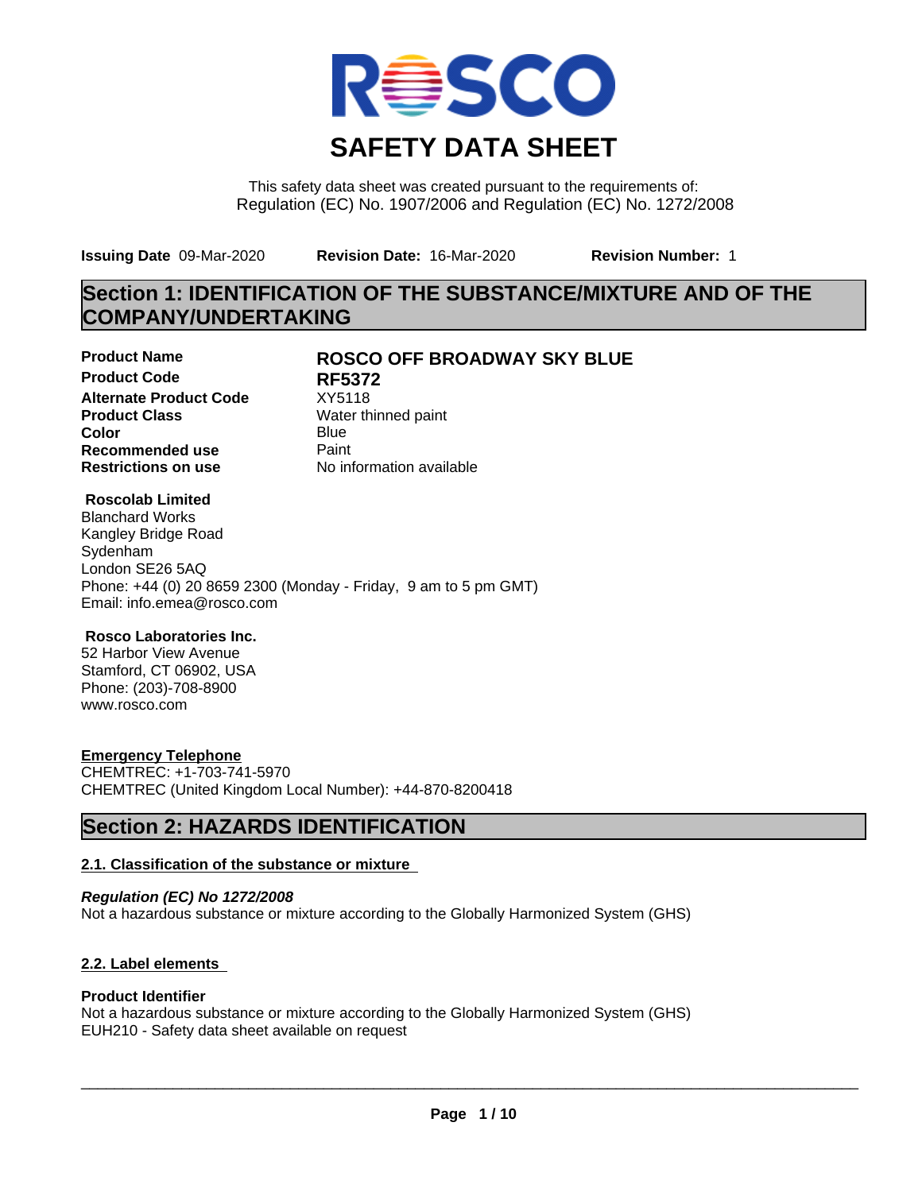# SAFETY DATA SHEET

This safety data sheet was created pursuant to the requirements of:
Regulation (EC) No. 1907/2006 and Regulation (EC) No. 1272/2008

**Issuing Date** 09-Mar-2020 **Revision Date:** 16-Mar-2020 **Revision Number:** 1

## Section 1: IDENTIFICATION OF THE SUBSTANCE/MIXTURE AND OF THE COMPANY/UNDERTAKING

| | |
|---|---|
| **Product Name** | **ROSCO OFF BROADWAY SKY BLUE** |
| **Product Code** | **RF5372** |
| **Alternate Product Code** | XY5118 |
| **Product Class** | Water thinned paint |
| **Color** | Blue |
| **Recommended use** | Paint |
| **Restrictions on use** | No information available |

**Roscolab Limited**
Blanchard Works
Kangley Bridge Road
Sydenham
London SE26 5AQ
Phone: +44 (0) 20 8659 2300 (Monday - Friday, 9 am to 5 pm GMT)
Email: info.emea@rosco.com

**Rosco Laboratories Inc.**
52 Harbor View Avenue
Stamford, CT 06902, USA
Phone: (203)-708-8900
www.rosco.com

**Emergency Telephone**
CHEMTREC: +1-703-741-5970
CHEMTREC (United Kingdom Local Number): +44-870-8200418

## Section 2: HAZARDS IDENTIFICATION

### 2.1. Classification of the substance or mixture

***Regulation (EC) No 1272/2008***
Not a hazardous substance or mixture according to the Globally Harmonized System (GHS)

### 2.2. Label elements

**Product Identifier**
Not a hazardous substance or mixture according to the Globally Harmonized System (GHS)
EUH210 - Safety data sheet available on request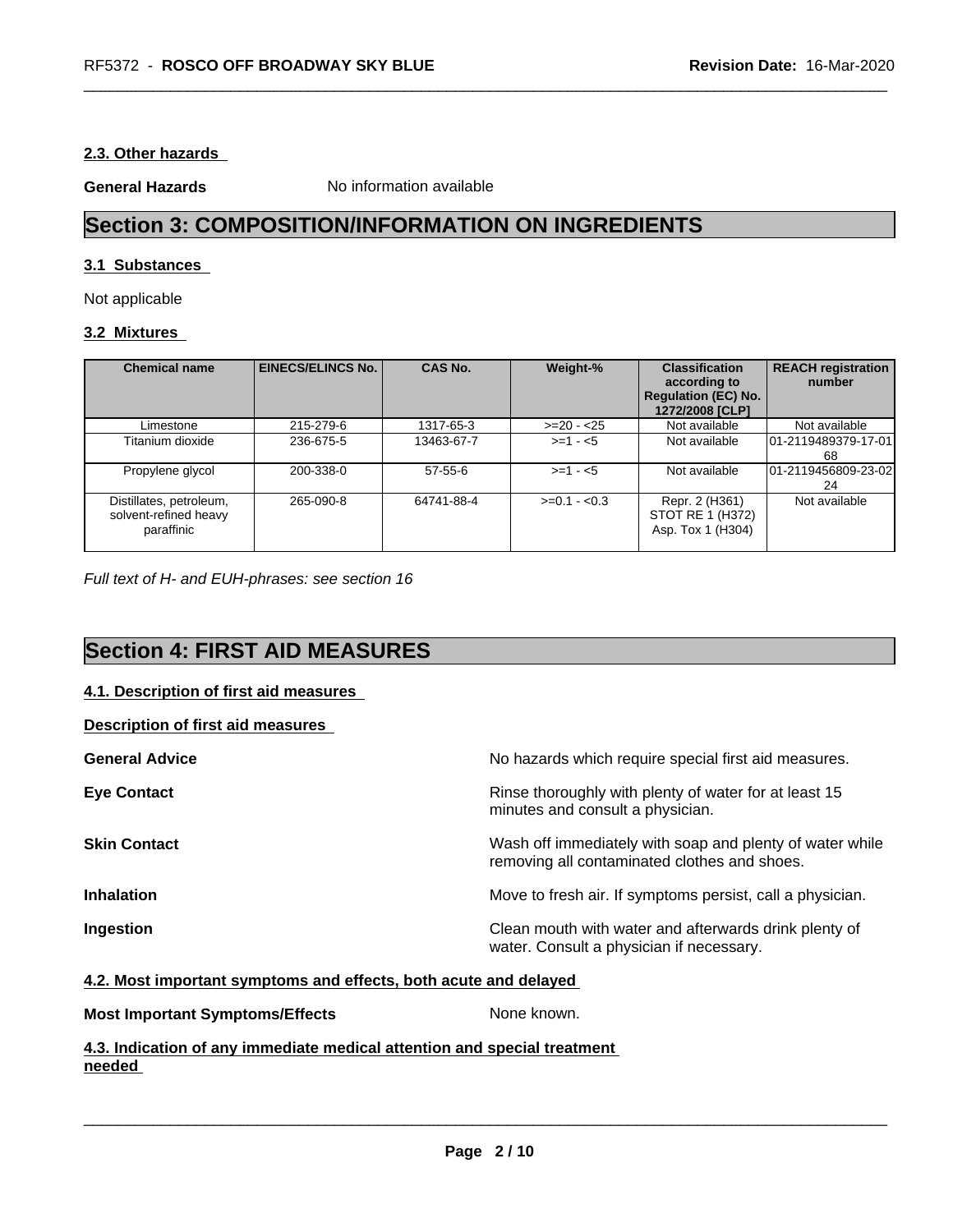### 2.3. Other hazards

**General Hazards** No information available

## Section 3: COMPOSITION/INFORMATION ON INGREDIENTS

### 3.1 Substances

Not applicable

### 3.2 Mixtures

| Chemical name | EINECS/ELINCS No. | CAS No. | Weight-% | Classification according to Regulation (EC) No. 1272/2008 [CLP] | REACH registration number |
|---|---|---|---|---|---|
| Limestone | 215-279-6 | 1317-65-3 | >=20 - <25 | Not available | Not available |
| Titanium dioxide | 236-675-5 | 13463-67-7 | >=1 - <5 | Not available | 01-2119489379-17-0168 |
| Propylene glycol | 200-338-0 | 57-55-6 | >=1 - <5 | Not available | 01-2119456809-23-0224 |
| Distillates, petroleum, solvent-refined heavy paraffinic | 265-090-8 | 64741-88-4 | >=0.1 - <0.3 | Repr. 2 (H361)<br>STOT RE 1 (H372)<br>Asp. Tox 1 (H304) | Not available |

*Full text of H- and EUH-phrases: see section 16*

## Section 4: FIRST AID MEASURES

### 4.1. Description of first aid measures

**Description of first aid measures**

**General Advice** No hazards which require special first aid measures.

**Eye Contact** Rinse thoroughly with plenty of water for at least 15 minutes and consult a physician.

**Skin Contact** Wash off immediately with soap and plenty of water while removing all contaminated clothes and shoes.

**Inhalation** Move to fresh air. If symptoms persist, call a physician.

**Ingestion** Clean mouth with water and afterwards drink plenty of water. Consult a physician if necessary.

### 4.2. Most important symptoms and effects, both acute and delayed

**Most Important Symptoms/Effects** None known.

### 4.3. Indication of any immediate medical attention and special treatment needed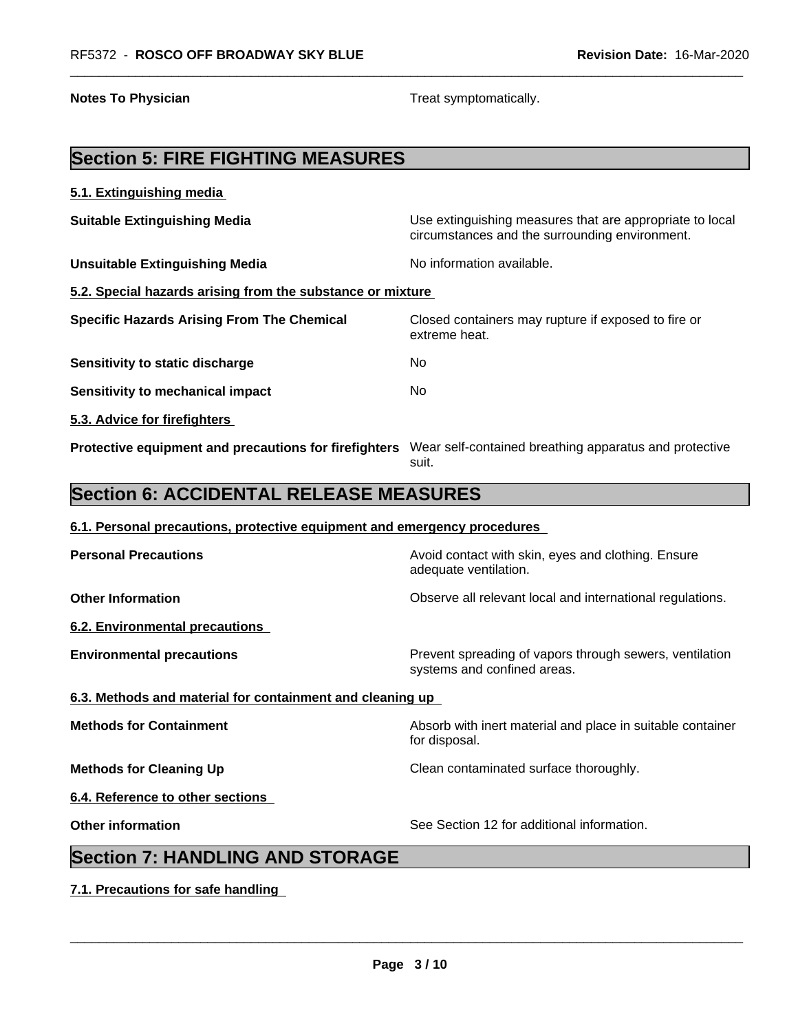**Notes To Physician** Treat symptomatically.

## Section 5: FIRE FIGHTING MEASURES

### 5.1. Extinguishing media

**Suitable Extinguishing Media** Use extinguishing measures that are appropriate to local circumstances and the surrounding environment.

**Unsuitable Extinguishing Media** No information available.

### 5.2. Special hazards arising from the substance or mixture

**Specific Hazards Arising From The Chemical** Closed containers may rupture if exposed to fire or extreme heat.

**Sensitivity to static discharge** No

**Sensitivity to mechanical impact** No

### 5.3. Advice for firefighters

**Protective equipment and precautions for firefighters** Wear self-contained breathing apparatus and protective suit.

## Section 6: ACCIDENTAL RELEASE MEASURES

### 6.1. Personal precautions, protective equipment and emergency procedures

**Personal Precautions** Avoid contact with skin, eyes and clothing. Ensure adequate ventilation.

**Other Information** Observe all relevant local and international regulations.

### 6.2. Environmental precautions

**Environmental precautions** Prevent spreading of vapors through sewers, ventilation systems and confined areas.

### 6.3. Methods and material for containment and cleaning up

**Methods for Containment** Absorb with inert material and place in suitable container for disposal.

**Methods for Cleaning Up** Clean contaminated surface thoroughly.

### 6.4. Reference to other sections

**Other information** See Section 12 for additional information.

## Section 7: HANDLING AND STORAGE

### 7.1. Precautions for safe handling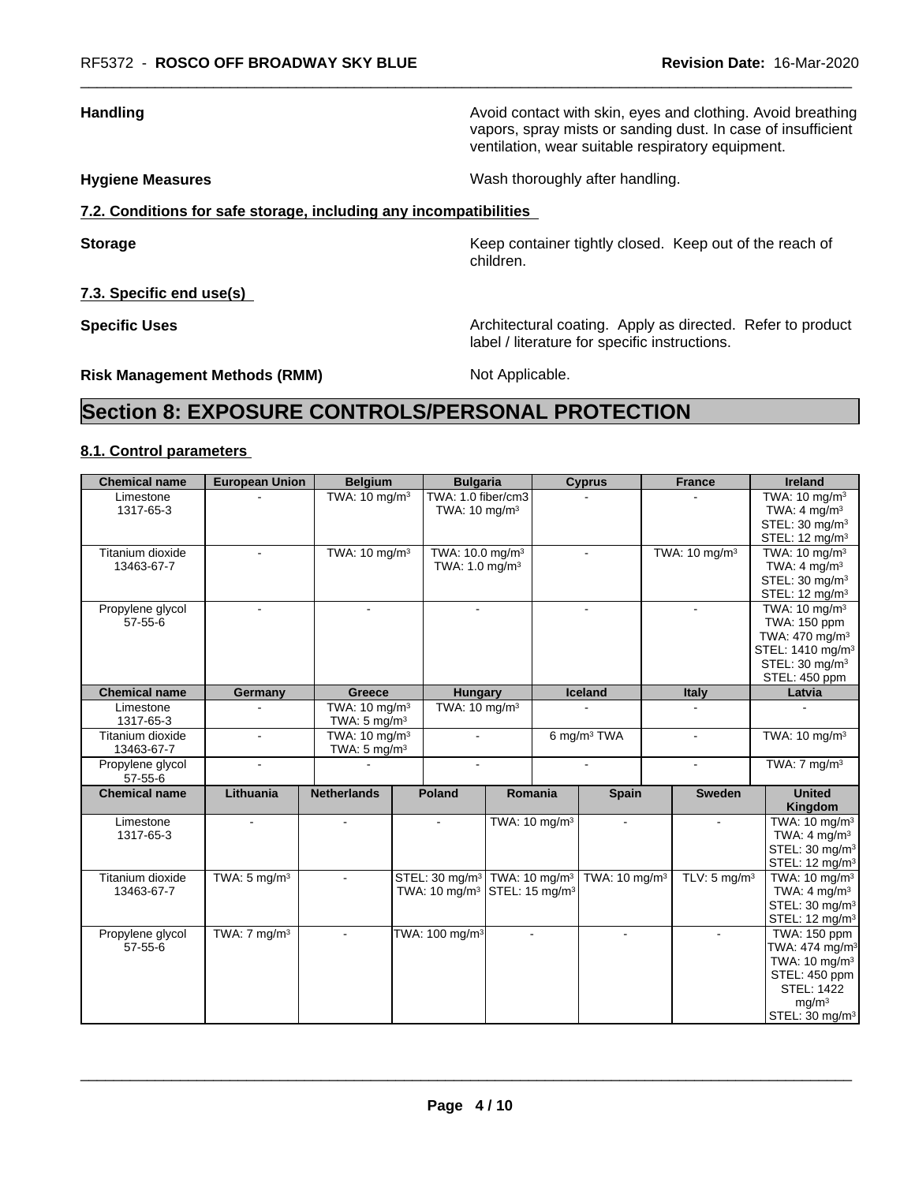**Handling** Avoid contact with skin, eyes and clothing. Avoid breathing vapors, spray mists or sanding dust. In case of insufficient ventilation, wear suitable respiratory equipment.

**Hygiene Measures** Wash thoroughly after handling.

**7.2. Conditions for safe storage, including any incompatibilities**

**Storage** Keep container tightly closed. Keep out of the reach of children.

**7.3. Specific end use(s)**

**Specific Uses** Architectural coating. Apply as directed. Refer to product label / literature for specific instructions.

**Risk Management Methods (RMM)** Not Applicable.

# Section 8: EXPOSURE CONTROLS/PERSONAL PROTECTION

### 8.1. Control parameters

| Chemical name | European Union | Belgium | Bulgaria | Cyprus | France | Ireland |
|---|---|---|---|---|---|---|
| Limestone 1317-65-3 | - | TWA: 10 mg/m³ | TWA: 1.0 fiber/cm3 TWA: 10 mg/m³ | - | - | TWA: 10 mg/m³ TWA: 4 mg/m³ STEL: 30 mg/m³ STEL: 12 mg/m³ |
| Titanium dioxide 13463-67-7 | - | TWA: 10 mg/m³ | TWA: 10.0 mg/m³ TWA: 1.0 mg/m³ | - | TWA: 10 mg/m³ | TWA: 10 mg/m³ TWA: 4 mg/m³ STEL: 30 mg/m³ STEL: 12 mg/m³ |
| Propylene glycol 57-55-6 | - | - | - | - | - | TWA: 10 mg/m³ TWA: 150 ppm TWA: 470 mg/m³ STEL: 1410 mg/m³ STEL: 30 mg/m³ STEL: 450 ppm |

| Chemical name | Germany | Greece | Hungary | Iceland | Italy | Latvia |
|---|---|---|---|---|---|---|
| Limestone 1317-65-3 | - | TWA: 10 mg/m³ TWA: 5 mg/m³ | TWA: 10 mg/m³ | - | - | - |
| Titanium dioxide 13463-67-7 | - | TWA: 10 mg/m³ TWA: 5 mg/m³ | - | 6 mg/m³ TWA | - | TWA: 10 mg/m³ |
| Propylene glycol 57-55-6 | - | - | - | - | - | TWA: 7 mg/m³ |

| Chemical name | Lithuania | Netherlands | Poland | Romania | Spain | Sweden | United Kingdom |
|---|---|---|---|---|---|---|---|
| Limestone 1317-65-3 | - | - | - | TWA: 10 mg/m³ | - | - | TWA: 10 mg/m³ TWA: 4 mg/m³ STEL: 30 mg/m³ STEL: 12 mg/m³ |
| Titanium dioxide 13463-67-7 | TWA: 5 mg/m³ | - | STEL: 30 mg/m³ TWA: 10 mg/m³ | TWA: 10 mg/m³ STEL: 15 mg/m³ | TWA: 10 mg/m³ | TLV: 5 mg/m³ | TWA: 10 mg/m³ TWA: 4 mg/m³ STEL: 30 mg/m³ STEL: 12 mg/m³ |
| Propylene glycol 57-55-6 | TWA: 7 mg/m³ | - | TWA: 100 mg/m³ | - | - | - | TWA: 150 ppm TWA: 474 mg/m³ TWA: 10 mg/m³ STEL: 450 ppm STEL: 1422 mg/m³ STEL: 30 mg/m³ |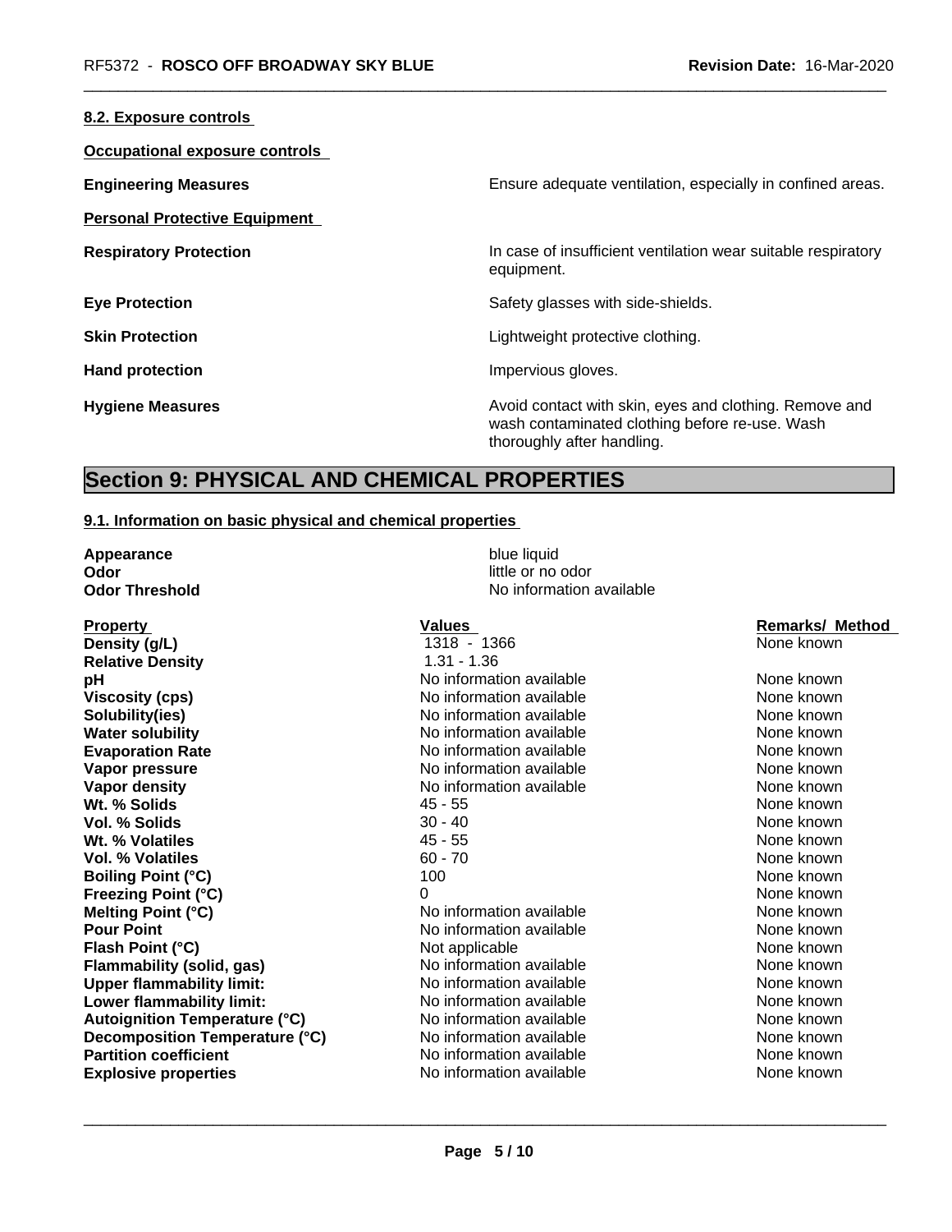#### 8.2. Exposure controls

**Occupational exposure controls**

**Engineering Measures** Ensure adequate ventilation, especially in confined areas.

**Personal Protective Equipment**

**Respiratory Protection** In case of insufficient ventilation wear suitable respiratory equipment.

**Eye Protection** Safety glasses with side-shields.

**Skin Protection** Lightweight protective clothing.

**Hand protection** Impervious gloves.

**Hygiene Measures** Avoid contact with skin, eyes and clothing. Remove and wash contaminated clothing before re-use. Wash thoroughly after handling.

## Section 9: PHYSICAL AND CHEMICAL PROPERTIES

#### 9.1. Information on basic physical and chemical properties

**Appearance** blue liquid
**Odor** little or no odor
**Odor Threshold** No information available

| Property | Values | Remarks/ Method |
|---|---|---|
| **Density (g/L)** | 1318 - 1366 | None known |
| **Relative Density** | 1.31 - 1.36 | |
| **pH** | No information available | None known |
| **Viscosity (cps)** | No information available | None known |
| **Solubility(ies)** | No information available | None known |
| **Water solubility** | No information available | None known |
| **Evaporation Rate** | No information available | None known |
| **Vapor pressure** | No information available | None known |
| **Vapor density** | No information available | None known |
| **Wt. % Solids** | 45 - 55 | None known |
| **Vol. % Solids** | 30 - 40 | None known |
| **Wt. % Volatiles** | 45 - 55 | None known |
| **Vol. % Volatiles** | 60 - 70 | None known |
| **Boiling Point (°C)** | 100 | None known |
| **Freezing Point (°C)** | 0 | None known |
| **Melting Point (°C)** | No information available | None known |
| **Pour Point** | No information available | None known |
| **Flash Point (°C)** | Not applicable | None known |
| **Flammability (solid, gas)** | No information available | None known |
| **Upper flammability limit:** | No information available | None known |
| **Lower flammability limit:** | No information available | None known |
| **Autoignition Temperature (°C)** | No information available | None known |
| **Decomposition Temperature (°C)** | No information available | None known |
| **Partition coefficient** | No information available | None known |
| **Explosive properties** | No information available | None known |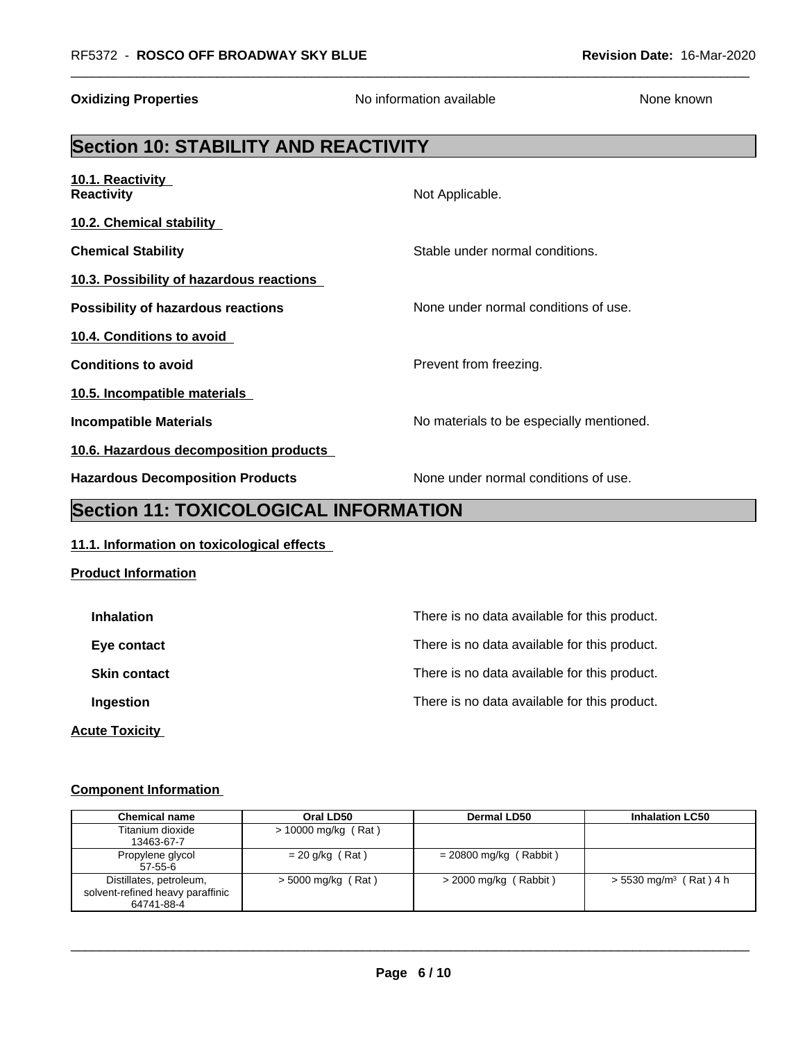| **Oxidizing Properties** | No information available | None known |
|---|---|---|

## Section 10: STABILITY AND REACTIVITY

**10.1. Reactivity**

**Reactivity** Not Applicable.

**10.2. Chemical stability**

**Chemical Stability** Stable under normal conditions.

**10.3. Possibility of hazardous reactions**

**Possibility of hazardous reactions** None under normal conditions of use.

**10.4. Conditions to avoid**

**Conditions to avoid** Prevent from freezing.

**10.5. Incompatible materials**

**Incompatible Materials** No materials to be especially mentioned.

**10.6. Hazardous decomposition products**

**Hazardous Decomposition Products** None under normal conditions of use.

## Section 11: TOXICOLOGICAL INFORMATION

**11.1. Information on toxicological effects**

**Product Information**

**Inhalation** There is no data available for this product.

**Eye contact** There is no data available for this product.

**Skin contact** There is no data available for this product.

**Ingestion** There is no data available for this product.

**Acute Toxicity**

**Component Information**

| Chemical name | Oral LD50 | Dermal LD50 | Inhalation LC50 |
|---|---|---|---|
| Titanium dioxide 13463-67-7 | > 10000 mg/kg ( Rat ) | | |
| Propylene glycol 57-55-6 | = 20 g/kg ( Rat ) | = 20800 mg/kg ( Rabbit ) | |
| Distillates, petroleum, solvent-refined heavy paraffinic 64741-88-4 | > 5000 mg/kg ( Rat ) | > 2000 mg/kg ( Rabbit ) | > 5530 mg/m$^3$ ( Rat ) 4 h |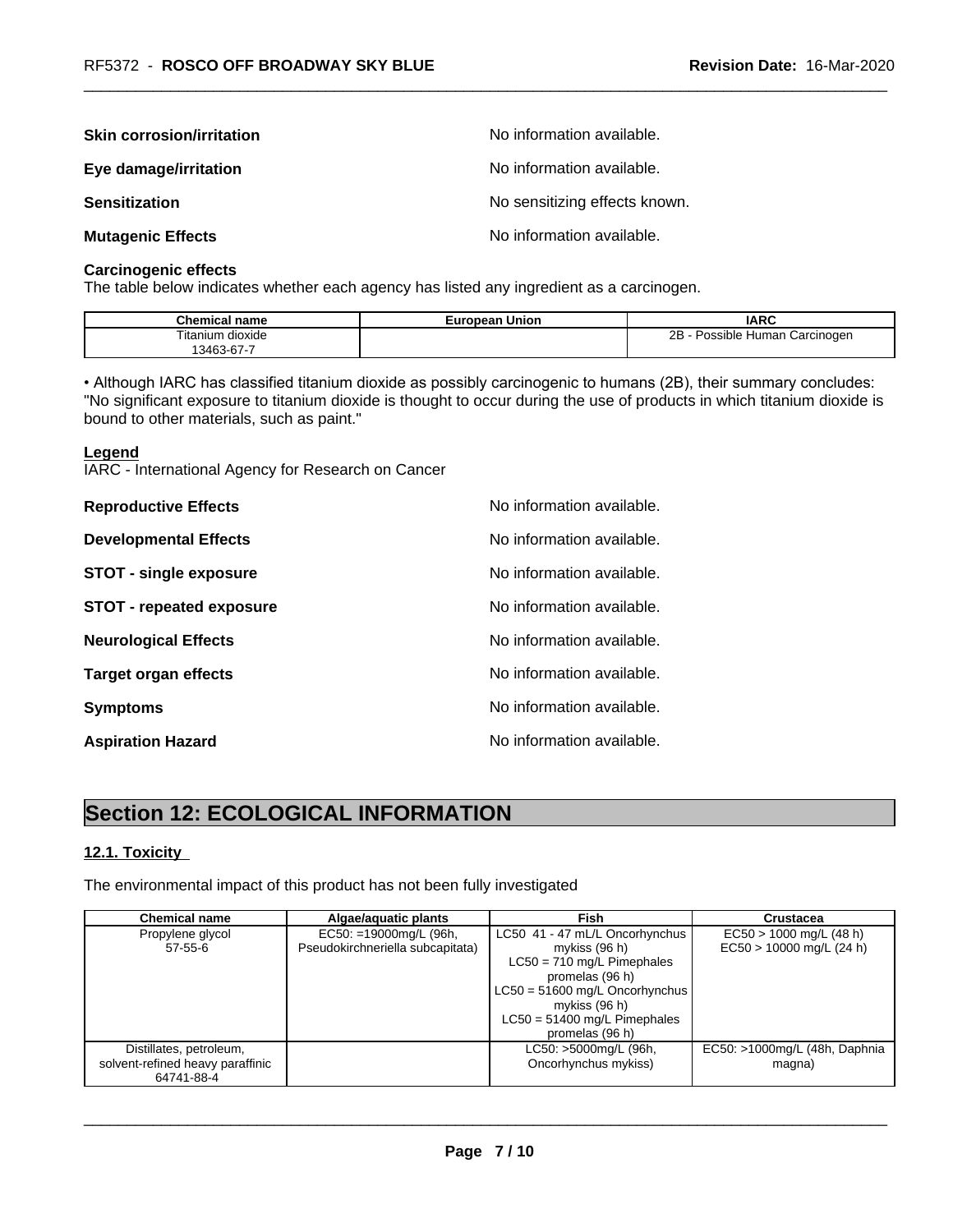**Skin corrosion/irritation** No information available.

**Eye damage/irritation** No information available.

**Sensitization** No sensitizing effects known.

**Mutagenic Effects** No information available.

**Carcinogenic effects**

The table below indicates whether each agency has listed any ingredient as a carcinogen.

| Chemical name | European Union | IARC |
|---|---|---|
| Titanium dioxide<br>13463-67-7 | | 2B - Possible Human Carcinogen |

• Although IARC has classified titanium dioxide as possibly carcinogenic to humans (2B), their summary concludes: "No significant exposure to titanium dioxide is thought to occur during the use of products in which titanium dioxide is bound to other materials, such as paint."

**Legend**

IARC - International Agency for Research on Cancer

**Reproductive Effects** No information available.

**Developmental Effects** No information available.

**STOT - single exposure** No information available.

**STOT - repeated exposure** No information available.

**Neurological Effects** No information available.

**Target organ effects** No information available.

**Symptoms** No information available.

**Aspiration Hazard** No information available.

# Section 12: ECOLOGICAL INFORMATION

## 12.1. Toxicity

The environmental impact of this product has not been fully investigated

| Chemical name | Algae/aquatic plants | Fish | Crustacea |
|---|---|---|---|
| Propylene glycol<br>57-55-6 | EC50: =19000mg/L (96h, Pseudokirchneriella subcapitata) | LC50 41 - 47 mL/L Oncorhynchus mykiss (96 h)<br>LC50 = 710 mg/L Pimephales promelas (96 h)<br>LC50 = 51600 mg/L Oncorhynchus mykiss (96 h)<br>LC50 = 51400 mg/L Pimephales promelas (96 h) | EC50 > 1000 mg/L (48 h)<br>EC50 > 10000 mg/L (24 h) |
| Distillates, petroleum, solvent-refined heavy paraffinic<br>64741-88-4 | | LC50: >5000mg/L (96h, Oncorhynchus mykiss) | EC50: >1000mg/L (48h, Daphnia magna) |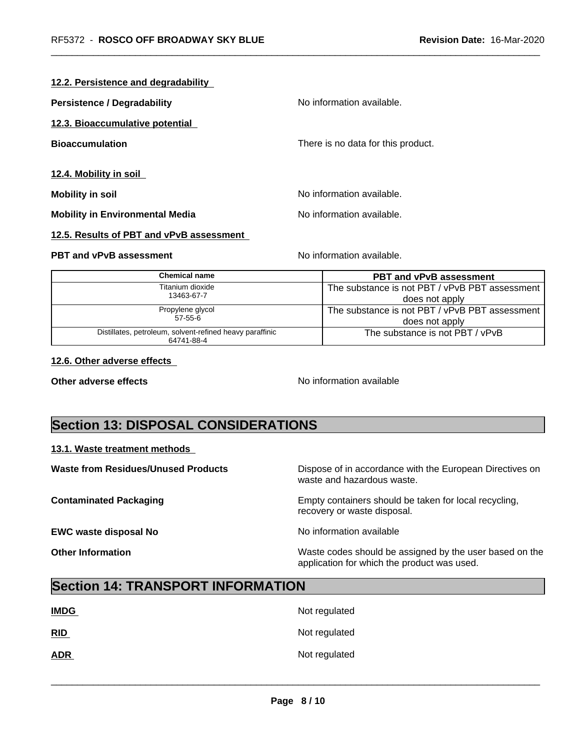### 12.2. Persistence and degradability

**Persistence / Degradability** No information available.

### 12.3. Bioaccumulative potential

**Bioaccumulation** There is no data for this product.

### 12.4. Mobility in soil

**Mobility in soil** No information available.

**Mobility in Environmental Media** No information available.

### 12.5. Results of PBT and vPvB assessment

**PBT and vPvB assessment** No information available.

| Chemical name | PBT and vPvB assessment |
|---|---|
| Titanium dioxide<br>13463-67-7 | The substance is not PBT / vPvB PBT assessment does not apply |
| Propylene glycol<br>57-55-6 | The substance is not PBT / vPvB PBT assessment does not apply |
| Distillates, petroleum, solvent-refined heavy paraffinic<br>64741-88-4 | The substance is not PBT / vPvB |

### 12.6. Other adverse effects

**Other adverse effects** No information available

## Section 13: DISPOSAL CONSIDERATIONS

### 13.1. Waste treatment methods

**Waste from Residues/Unused Products** Dispose of in accordance with the European Directives on waste and hazardous waste.

**Contaminated Packaging** Empty containers should be taken for local recycling, recovery or waste disposal.

**EWC waste disposal No** No information available

**Other Information** Waste codes should be assigned by the user based on the application for which the product was used.

## Section 14: TRANSPORT INFORMATION

**IMDG** Not regulated

**RID** Not regulated

**ADR** Not regulated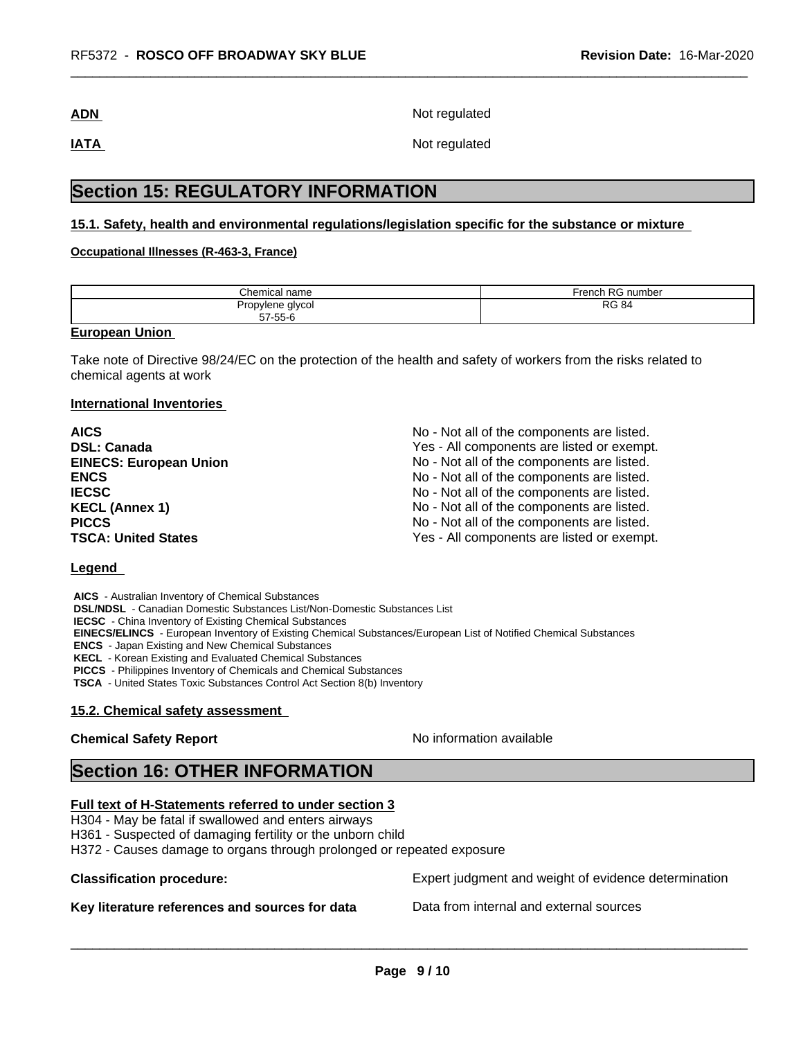**ADN** Not regulated

**IATA** Not regulated

# Section 15: REGULATORY INFORMATION

## 15.1. Safety, health and environmental regulations/legislation specific for the substance or mixture

**Occupational Illnesses (R-463-3, France)**

| Chemical name | French RG number |
| --- | --- |
| Propylene glycol<br>57-55-6 | RG 84 |

**European Union**

Take note of Directive 98/24/EC on the protection of the health and safety of workers from the risks related to chemical agents at work

**International Inventories**

| | |
| --- | --- |
| **AICS** | No - Not all of the components are listed. |
| **DSL: Canada** | Yes - All components are listed or exempt. |
| **EINECS: European Union** | No - Not all of the components are listed. |
| **ENCS** | No - Not all of the components are listed. |
| **IECSC** | No - Not all of the components are listed. |
| **KECL (Annex 1)** | No - Not all of the components are listed. |
| **PICCS** | No - Not all of the components are listed. |
| **TSCA: United States** | Yes - All components are listed or exempt. |

**Legend**

**AICS** - Australian Inventory of Chemical Substances
**DSL/NDSL** - Canadian Domestic Substances List/Non-Domestic Substances List
**IECSC** - China Inventory of Existing Chemical Substances
**EINECS/ELINCS** - European Inventory of Existing Chemical Substances/European List of Notified Chemical Substances
**ENCS** - Japan Existing and New Chemical Substances
**KECL** - Korean Existing and Evaluated Chemical Substances
**PICCS** - Philippines Inventory of Chemicals and Chemical Substances
**TSCA** - United States Toxic Substances Control Act Section 8(b) Inventory

## 15.2. Chemical safety assessment

**Chemical Safety Report** No information available

# Section 16: OTHER INFORMATION

**Full text of H-Statements referred to under section 3**

H304 - May be fatal if swallowed and enters airways
H361 - Suspected of damaging fertility or the unborn child
H372 - Causes damage to organs through prolonged or repeated exposure

**Classification procedure:** Expert judgment and weight of evidence determination

**Key literature references and sources for data** Data from internal and external sources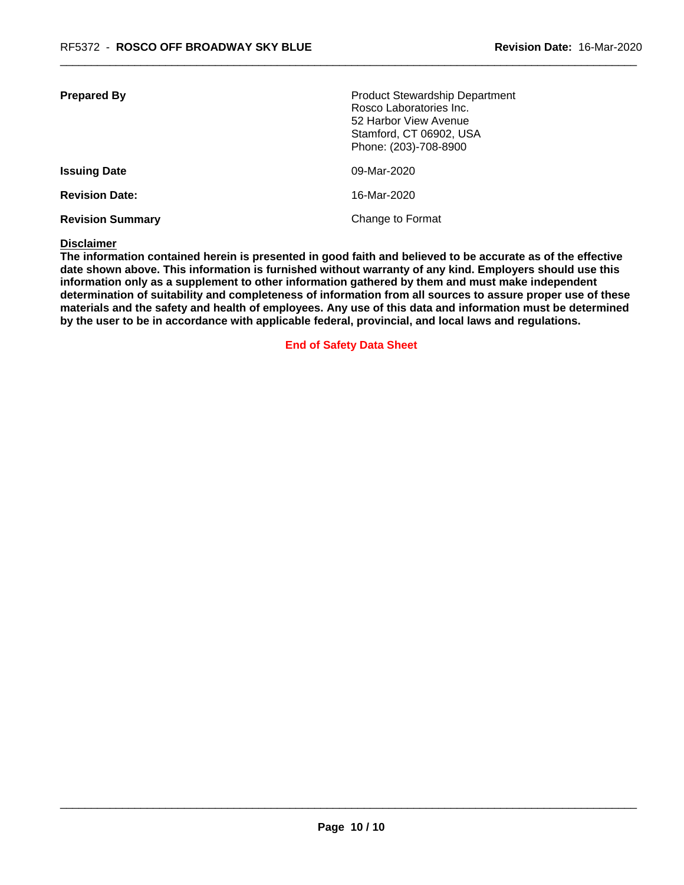| | |
|---|---|
| **Prepared By** | Product Stewardship Department<br>Rosco Laboratories Inc.<br>52 Harbor View Avenue<br>Stamford, CT 06902, USA<br>Phone: (203)-708-8900 |
| **Issuing Date** | 09-Mar-2020 |
| **Revision Date:** | 16-Mar-2020 |
| **Revision Summary** | Change to Format |

**Disclaimer**

**The information contained herein is presented in good faith and believed to be accurate as of the effective date shown above. This information is furnished without warranty of any kind. Employers should use this information only as a supplement to other information gathered by them and must make independent determination of suitability and completeness of information from all sources to assure proper use of these materials and the safety and health of employees. Any use of this data and information must be determined by the user to be in accordance with applicable federal, provincial, and local laws and regulations.**

**End of Safety Data Sheet**